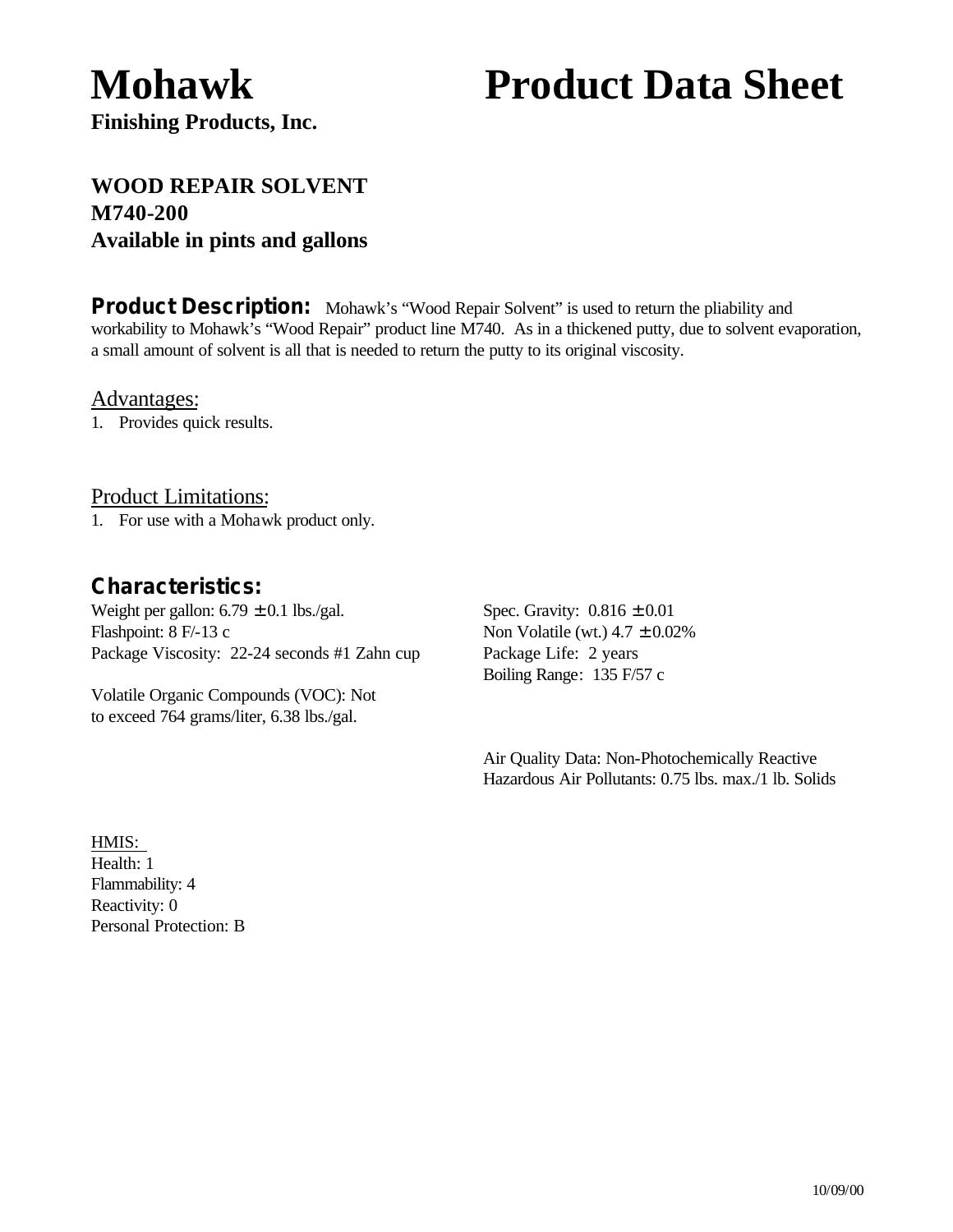# Mohawk Product Data Sheet

**Finishing Products, Inc.**

**WOOD REPAIR SOLVENT**
**M740-200**
**Available in pints and gallons**

**Product Description:** Mohawk's "Wood Repair Solvent" is used to return the pliability and workability to Mohawk's "Wood Repair" product line M740. As in a thickened putty, due to solvent evaporation, a small amount of solvent is all that is needed to return the putty to its original viscosity.

## Advantages:

1. Provides quick results.

## Product Limitations:

1. For use with a Mohawk product only.

## Characteristics:

Weight per gallon: 6.79 ± 0.1 lbs./gal.
Flashpoint: 8 F/-13 c
Package Viscosity: 22-24 seconds #1 Zahn cup

Volatile Organic Compounds (VOC): Not to exceed 764 grams/liter, 6.38 lbs./gal.

Spec. Gravity: 0.816 ± 0.01
Non Volatile (wt.) 4.7 ± 0.02%
Package Life: 2 years
Boiling Range: 135 F/57 c

Air Quality Data: Non-Photochemically Reactive
Hazardous Air Pollutants: 0.75 lbs. max./1 lb. Solids

HMIS:
Health: 1
Flammability: 4
Reactivity: 0
Personal Protection: B

10/09/00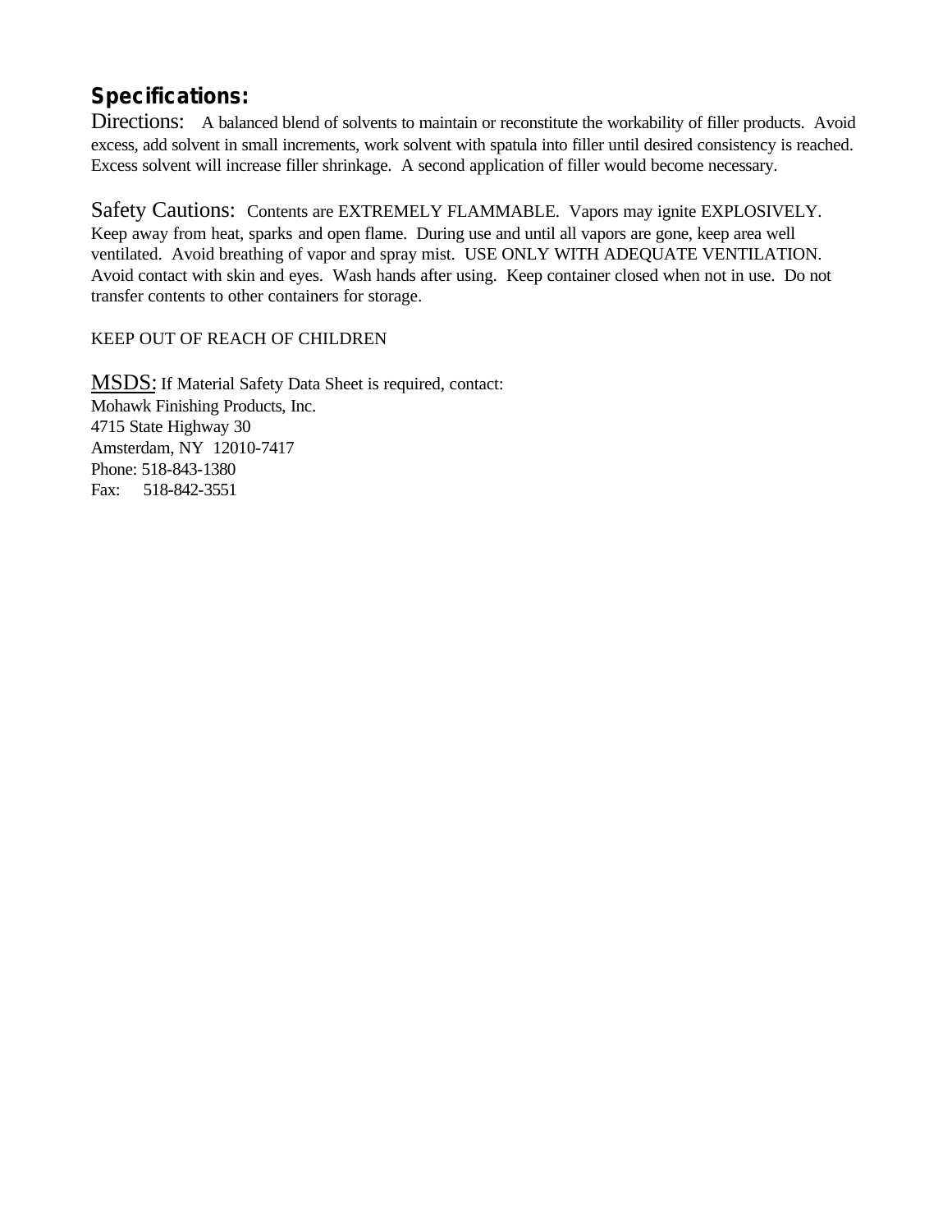## Specifications:

Directions: A balanced blend of solvents to maintain or reconstitute the workability of filler products. Avoid excess, add solvent in small increments, work solvent with spatula into filler until desired consistency is reached. Excess solvent will increase filler shrinkage. A second application of filler would become necessary.

Safety Cautions: Contents are EXTREMELY FLAMMABLE. Vapors may ignite EXPLOSIVELY. Keep away from heat, sparks and open flame. During use and until all vapors are gone, keep area well ventilated. Avoid breathing of vapor and spray mist. USE ONLY WITH ADEQUATE VENTILATION. Avoid contact with skin and eyes. Wash hands after using. Keep container closed when not in use. Do not transfer contents to other containers for storage.

KEEP OUT OF REACH OF CHILDREN

MSDS: If Material Safety Data Sheet is required, contact:
Mohawk Finishing Products, Inc.
4715 State Highway 30
Amsterdam, NY 12010-7417
Phone: 518-843-1380
Fax: 518-842-3551